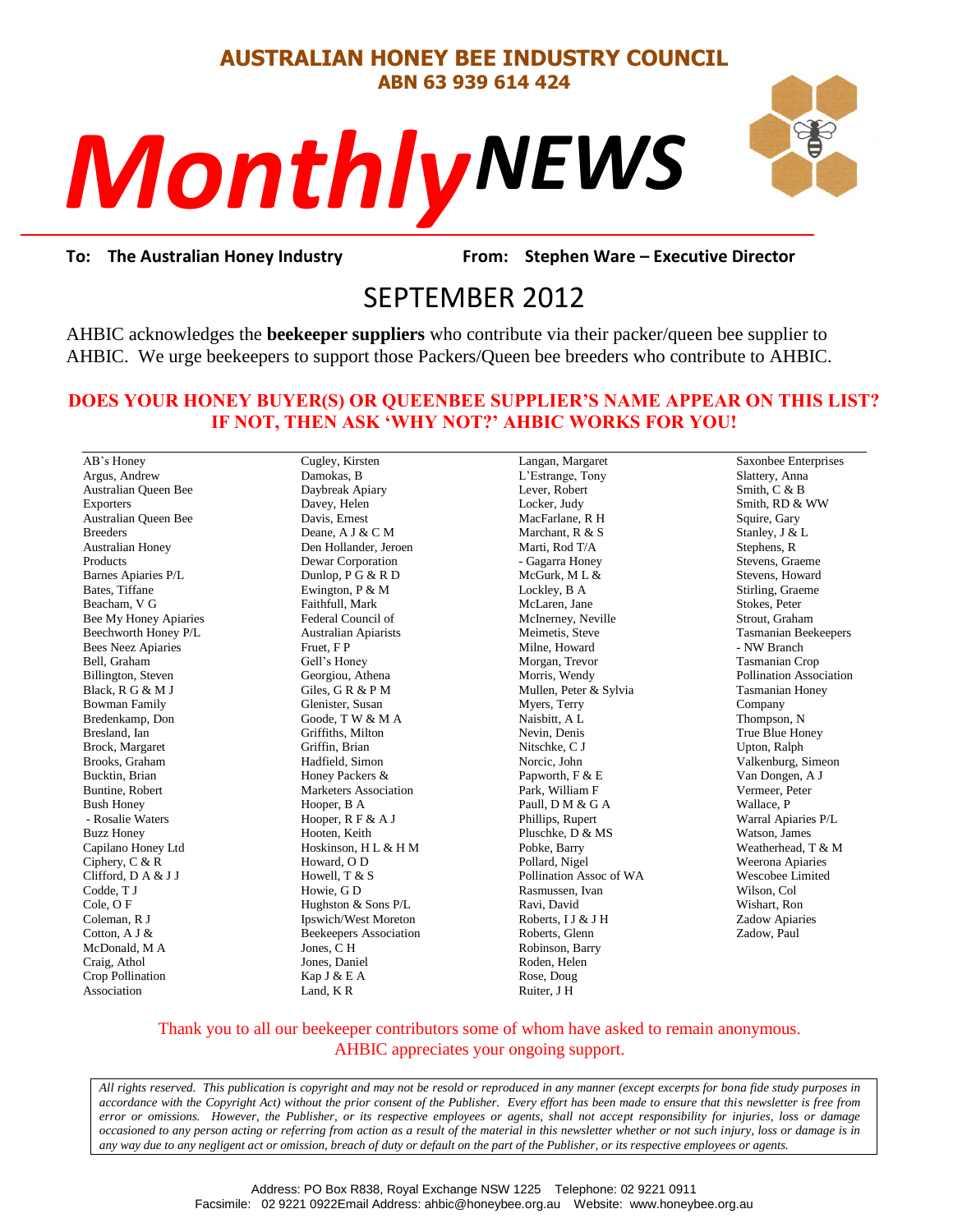# AUSTRALIAN HONEY BEE INDUSTRY COUNCIL

**ABN 63 939 614 424**

# *Monthly NEWS*

**To: The Australian Honey Industry** **From: Stephen Ware – Executive Director**

## SEPTEMBER 2012

AHBIC acknowledges the **beekeeper suppliers** who contribute via their packer/queen bee supplier to AHBIC. We urge beekeepers to support those Packers/Queen bee breeders who contribute to AHBIC.

**DOES YOUR HONEY BUYER(S) OR QUEENBEE SUPPLIER'S NAME APPEAR ON THIS LIST? IF NOT, THEN ASK 'WHY NOT?' AHBIC WORKS FOR YOU!**

AB's Honey
Argus, Andrew
Australian Queen Bee Exporters
Australian Queen Bee Breeders
Australian Honey Products
Barnes Apiaries P/L
Bates, Tiffane
Beacham, V G
Bee My Honey Apiaries
Beechworth Honey P/L
Bees Neez Apiaries
Bell, Graham
Billington, Steven
Black, R G & M J
Bowman Family
Bredenkamp, Don
Bresland, Ian
Brock, Margaret
Brooks, Graham
Bucktin, Brian
Buntine, Robert
Bush Honey
- Rosalie Waters
Buzz Honey
Capilano Honey Ltd
Ciphery, C & R
Clifford, D A & J J
Codde, T J
Cole, O F
Coleman, R J
Cotton, A J & McDonald, M A
Craig, Athol
Crop Pollination Association
Cugley, Kirsten
Damokas, B
Daybreak Apiary
Davey, Helen
Davis, Ernest
Deane, A J & C M
Den Hollander, Jeroen
Dewar Corporation
Dunlop, P G & R D
Ewington, P & M
Faithfull, Mark
Federal Council of Australian Apiarists
Fruet, F P
Gell's Honey
Georgiou, Athena
Giles, G R & P M
Glenister, Susan
Goode, T W & M A
Griffiths, Milton
Griffin, Brian
Hadfield, Simon
Honey Packers & Marketers Association
Hooper, B A
Hooper, R F & A J
Hooten, Keith
Hoskinson, H L & H M
Howard, O D
Howell, T & S
Howie, G D
Hughston & Sons P/L
Ipswich/West Moreton Beekeepers Association
Jones, C H
Jones, Daniel
Kap J & E A
Land, K R
Langan, Margaret
L'Estrange, Tony
Lever, Robert
Locker, Judy
MacFarlane, R H
Marchant, R & S
Marti, Rod T/A
- Gagarra Honey
McGurk, M L & Lockley, B A
McLaren, Jane
McInerney, Neville
Meimetis, Steve
Milne, Howard
Morgan, Trevor
Morris, Wendy
Mullen, Peter & Sylvia
Myers, Terry
Naisbitt, A L
Nevin, Denis
Nitschke, C J
Norcic, John
Papworth, F & E
Park, William F
Paull, D M & G A
Phillips, Rupert
Pluschke, D & MS
Pobke, Barry
Pollard, Nigel
Pollination Assoc of WA
Rasmussen, Ivan
Ravi, David
Roberts, I J & J H
Roberts, Glenn
Robinson, Barry
Roden, Helen
Rose, Doug
Ruiter, J H
Saxonbee Enterprises
Slattery, Anna
Smith, C & B
Smith, RD & WW
Squire, Gary
Stanley, J & L
Stephens, R
Stevens, Graeme
Stevens, Howard
Stirling, Graeme
Stokes, Peter
Strout, Graham
Tasmanian Beekeepers - NW Branch
Tasmanian Crop Pollination Association
Tasmanian Honey Company
Thompson, N
True Blue Honey
Upton, Ralph
Valkenburg, Simeon
Van Dongen, A J
Vermeer, Peter
Wallace, P
Warral Apiaries P/L
Watson, James
Weatherhead, T & M
Weerona Apiaries
Wescobee Limited
Wilson, Col
Wishart, Ron
Zadow Apiaries
Zadow, Paul

Thank you to all our beekeeper contributors some of whom have asked to remain anonymous. AHBIC appreciates your ongoing support.

*All rights reserved. This publication is copyright and may not be resold or reproduced in any manner (except excerpts for bona fide study purposes in accordance with the Copyright Act) without the prior consent of the Publisher. Every effort has been made to ensure that this newsletter is free from error or omissions. However, the Publisher, or its respective employees or agents, shall not accept responsibility for injuries, loss or damage occasioned to any person acting or referring from action as a result of the material in this newsletter whether or not such injury, loss or damage is in any way due to any negligent act or omission, breach of duty or default on the part of the Publisher, or its respective employees or agents.*

Address: PO Box R838, Royal Exchange NSW 1225 Telephone: 02 9221 0911
Facsimile: 02 9221 0922Email Address: ahbic@honeybee.org.au Website: www.honeybee.org.au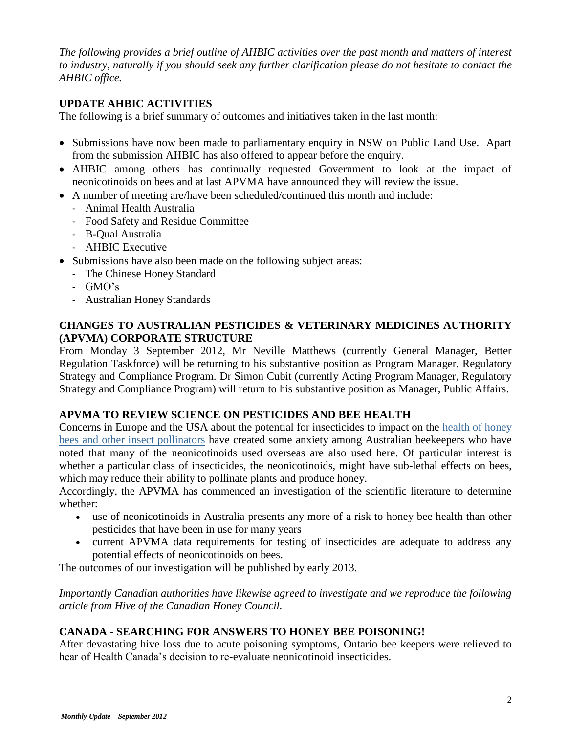*The following provides a brief outline of AHBIC activities over the past month and matters of interest to industry, naturally if you should seek any further clarification please do not hesitate to contact the AHBIC office.*

## UPDATE AHBIC ACTIVITIES

The following is a brief summary of outcomes and initiatives taken in the last month:

- Submissions have now been made to parliamentary enquiry in NSW on Public Land Use. Apart from the submission AHBIC has also offered to appear before the enquiry.
- AHBIC among others has continually requested Government to look at the impact of neonicotinoids on bees and at last APVMA have announced they will review the issue.
- A number of meeting are/have been scheduled/continued this month and include:
  - Animal Health Australia
  - Food Safety and Residue Committee
  - B-Qual Australia
  - AHBIC Executive
- Submissions have also been made on the following subject areas:
  - The Chinese Honey Standard
  - GMO's
  - Australian Honey Standards

## CHANGES TO AUSTRALIAN PESTICIDES & VETERINARY MEDICINES AUTHORITY (APVMA) CORPORATE STRUCTURE

From Monday 3 September 2012, Mr Neville Matthews (currently General Manager, Better Regulation Taskforce) will be returning to his substantive position as Program Manager, Regulatory Strategy and Compliance Program. Dr Simon Cubit (currently Acting Program Manager, Regulatory Strategy and Compliance Program) will return to his substantive position as Manager, Public Affairs.

## APVMA TO REVIEW SCIENCE ON PESTICIDES AND BEE HEALTH

Concerns in Europe and the USA about the potential for insecticides to impact on the health of honey bees and other insect pollinators have created some anxiety among Australian beekeepers who have noted that many of the neonicotinoids used overseas are also used here. Of particular interest is whether a particular class of insecticides, the neonicotinoids, might have sub-lethal effects on bees, which may reduce their ability to pollinate plants and produce honey.

Accordingly, the APVMA has commenced an investigation of the scientific literature to determine whether:

- use of neonicotinoids in Australia presents any more of a risk to honey bee health than other pesticides that have been in use for many years
- current APVMA data requirements for testing of insecticides are adequate to address any potential effects of neonicotinoids on bees.

The outcomes of our investigation will be published by early 2013.

*Importantly Canadian authorities have likewise agreed to investigate and we reproduce the following article from Hive of the Canadian Honey Council.*

## CANADA - SEARCHING FOR ANSWERS TO HONEY BEE POISONING!

After devastating hive loss due to acute poisoning symptoms, Ontario bee keepers were relieved to hear of Health Canada's decision to re-evaluate neonicotinoid insecticides.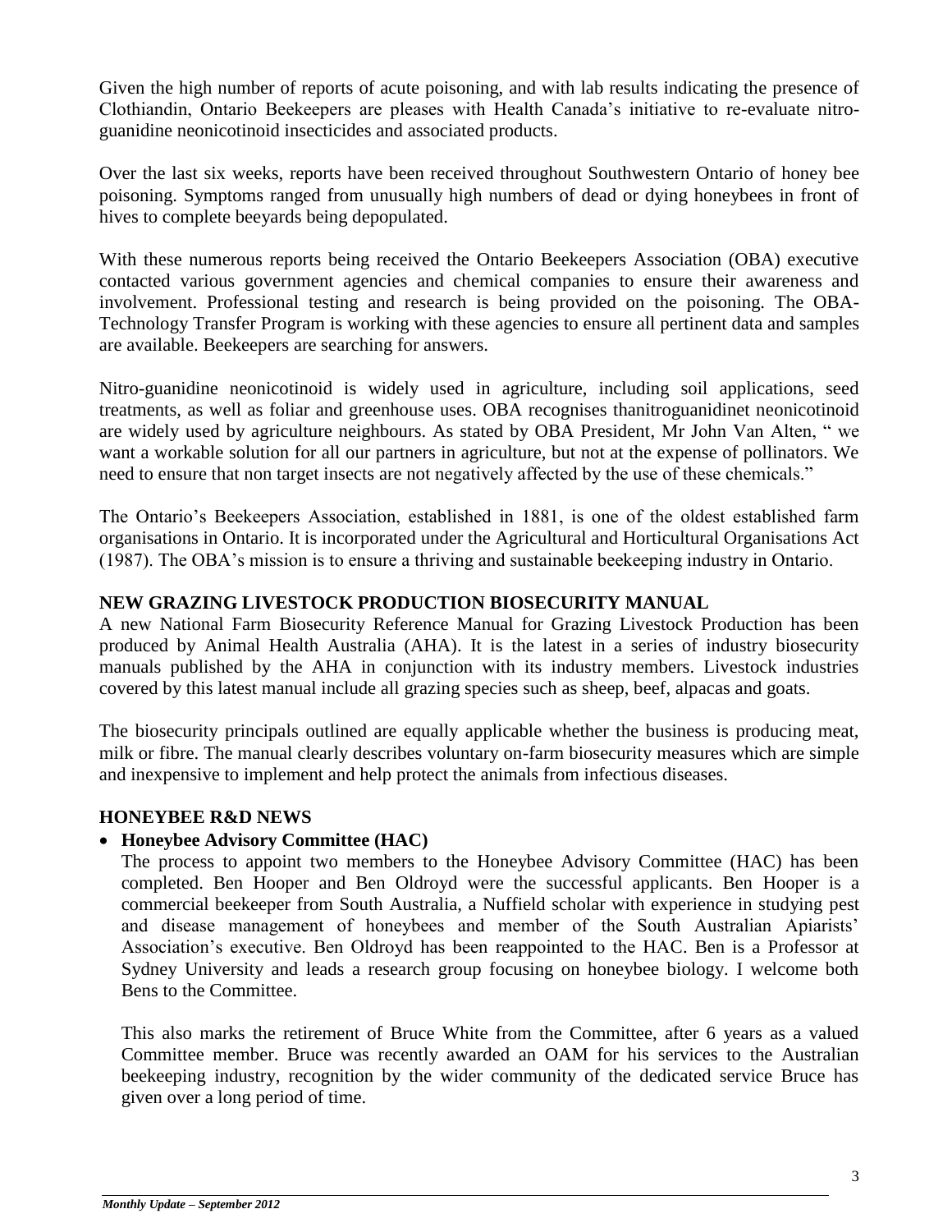Given the high number of reports of acute poisoning, and with lab results indicating the presence of Clothiandin, Ontario Beekeepers are pleases with Health Canada's initiative to re-evaluate nitro-guanidine neonicotinoid insecticides and associated products.

Over the last six weeks, reports have been received throughout Southwestern Ontario of honey bee poisoning. Symptoms ranged from unusually high numbers of dead or dying honeybees in front of hives to complete beeyards being depopulated.

With these numerous reports being received the Ontario Beekeepers Association (OBA) executive contacted various government agencies and chemical companies to ensure their awareness and involvement. Professional testing and research is being provided on the poisoning. The OBA-Technology Transfer Program is working with these agencies to ensure all pertinent data and samples are available. Beekeepers are searching for answers.

Nitro-guanidine neonicotinoid is widely used in agriculture, including soil applications, seed treatments, as well as foliar and greenhouse uses. OBA recognises thanitroguanidinet neonicotinoid are widely used by agriculture neighbours. As stated by OBA President, Mr John Van Alten, " we want a workable solution for all our partners in agriculture, but not at the expense of pollinators. We need to ensure that non target insects are not negatively affected by the use of these chemicals."

The Ontario's Beekeepers Association, established in 1881, is one of the oldest established farm organisations in Ontario. It is incorporated under the Agricultural and Horticultural Organisations Act (1987). The OBA's mission is to ensure a thriving and sustainable beekeeping industry in Ontario.

**NEW GRAZING LIVESTOCK PRODUCTION BIOSECURITY MANUAL**

A new National Farm Biosecurity Reference Manual for Grazing Livestock Production has been produced by Animal Health Australia (AHA). It is the latest in a series of industry biosecurity manuals published by the AHA in conjunction with its industry members. Livestock industries covered by this latest manual include all grazing species such as sheep, beef, alpacas and goats.

The biosecurity principals outlined are equally applicable whether the business is producing meat, milk or fibre. The manual clearly describes voluntary on-farm biosecurity measures which are simple and inexpensive to implement and help protect the animals from infectious diseases.

**HONEYBEE R&D NEWS**

- **Honeybee Advisory Committee (HAC)**

  The process to appoint two members to the Honeybee Advisory Committee (HAC) has been completed. Ben Hooper and Ben Oldroyd were the successful applicants. Ben Hooper is a commercial beekeeper from South Australia, a Nuffield scholar with experience in studying pest and disease management of honeybees and member of the South Australian Apiarists' Association's executive. Ben Oldroyd has been reappointed to the HAC. Ben is a Professor at Sydney University and leads a research group focusing on honeybee biology. I welcome both Bens to the Committee.

  This also marks the retirement of Bruce White from the Committee, after 6 years as a valued Committee member. Bruce was recently awarded an OAM for his services to the Australian beekeeping industry, recognition by the wider community of the dedicated service Bruce has given over a long period of time.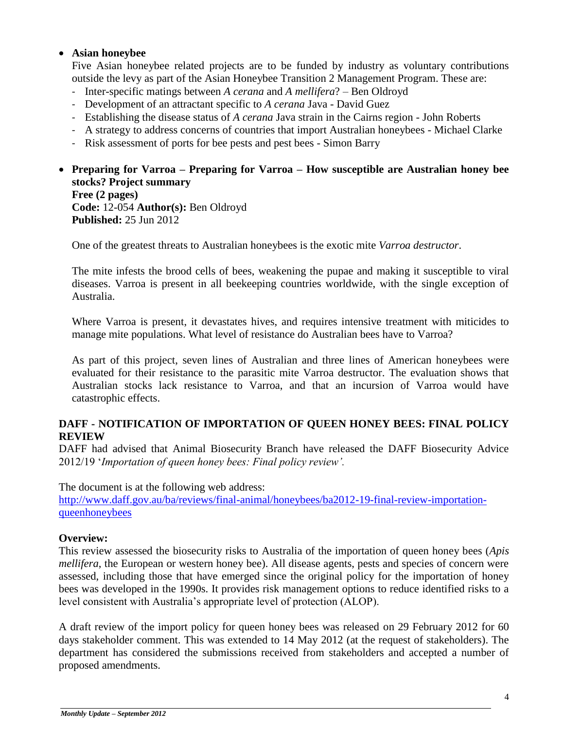- **Asian honeybee**

  Five Asian honeybee related projects are to be funded by industry as voluntary contributions outside the levy as part of the Asian Honeybee Transition 2 Management Program. These are:
  - Inter-specific matings between *A cerana* and *A mellifera*? – Ben Oldroyd
  - Development of an attractant specific to *A cerana* Java - David Guez
  - Establishing the disease status of *A cerana* Java strain in the Cairns region - John Roberts
  - A strategy to address concerns of countries that import Australian honeybees - Michael Clarke
  - Risk assessment of ports for bee pests and pest bees - Simon Barry

- **Preparing for Varroa – Preparing for Varroa – How susceptible are Australian honey bee stocks? Project summary**
  **Free (2 pages)**
  **Code:** 12-054 **Author(s):** Ben Oldroyd
  **Published:** 25 Jun 2012

  One of the greatest threats to Australian honeybees is the exotic mite *Varroa destructor*.

  The mite infests the brood cells of bees, weakening the pupae and making it susceptible to viral diseases. Varroa is present in all beekeeping countries worldwide, with the single exception of Australia.

  Where Varroa is present, it devastates hives, and requires intensive treatment with miticides to manage mite populations. What level of resistance do Australian bees have to Varroa?

  As part of this project, seven lines of Australian and three lines of American honeybees were evaluated for their resistance to the parasitic mite Varroa destructor. The evaluation shows that Australian stocks lack resistance to Varroa, and that an incursion of Varroa would have catastrophic effects.

## DAFF - NOTIFICATION OF IMPORTATION OF QUEEN HONEY BEES: FINAL POLICY REVIEW

DAFF had advised that Animal Biosecurity Branch have released the DAFF Biosecurity Advice 2012/19 '*Importation of queen honey bees: Final policy review'.*

The document is at the following web address:
[http://www.daff.gov.au/ba/reviews/final-animal/honeybees/ba2012-19-final-review-importation-queenhoneybees](http://www.daff.gov.au/ba/reviews/final-animal/honeybees/ba2012-19-final-review-importation-queenhoneybees)

**Overview:**

This review assessed the biosecurity risks to Australia of the importation of queen honey bees (*Apis mellifera*, the European or western honey bee). All disease agents, pests and species of concern were assessed, including those that have emerged since the original policy for the importation of honey bees was developed in the 1990s. It provides risk management options to reduce identified risks to a level consistent with Australia's appropriate level of protection (ALOP).

A draft review of the import policy for queen honey bees was released on 29 February 2012 for 60 days stakeholder comment. This was extended to 14 May 2012 (at the request of stakeholders). The department has considered the submissions received from stakeholders and accepted a number of proposed amendments.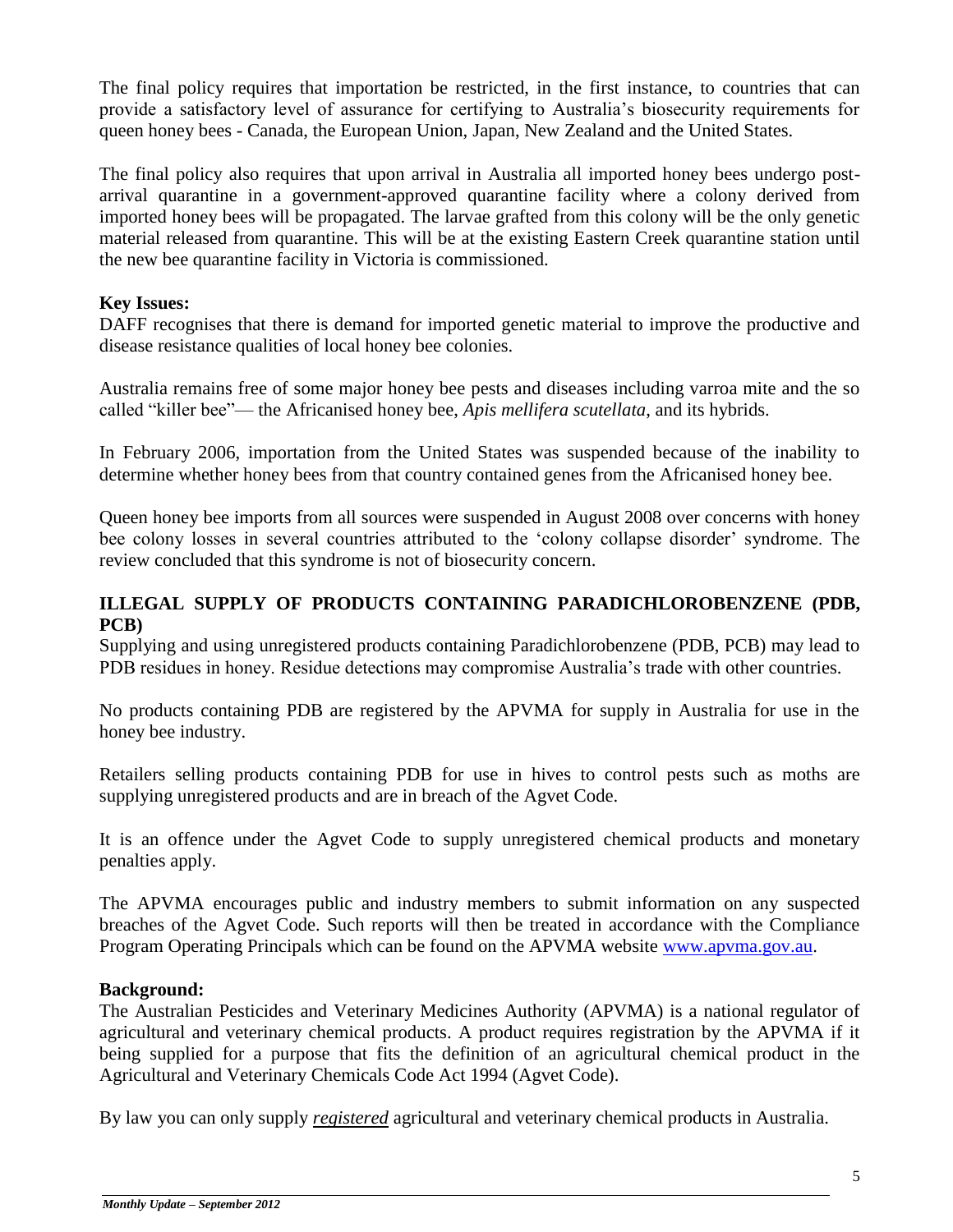The final policy requires that importation be restricted, in the first instance, to countries that can provide a satisfactory level of assurance for certifying to Australia's biosecurity requirements for queen honey bees - Canada, the European Union, Japan, New Zealand and the United States.

The final policy also requires that upon arrival in Australia all imported honey bees undergo post-arrival quarantine in a government-approved quarantine facility where a colony derived from imported honey bees will be propagated. The larvae grafted from this colony will be the only genetic material released from quarantine. This will be at the existing Eastern Creek quarantine station until the new bee quarantine facility in Victoria is commissioned.

**Key Issues:**

DAFF recognises that there is demand for imported genetic material to improve the productive and disease resistance qualities of local honey bee colonies.

Australia remains free of some major honey bee pests and diseases including varroa mite and the so called "killer bee"— the Africanised honey bee, *Apis mellifera scutellata*, and its hybrids.

In February 2006, importation from the United States was suspended because of the inability to determine whether honey bees from that country contained genes from the Africanised honey bee.

Queen honey bee imports from all sources were suspended in August 2008 over concerns with honey bee colony losses in several countries attributed to the 'colony collapse disorder' syndrome. The review concluded that this syndrome is not of biosecurity concern.

## ILLEGAL SUPPLY OF PRODUCTS CONTAINING PARADICHLOROBENZENE (PDB, PCB)

Supplying and using unregistered products containing Paradichlorobenzene (PDB, PCB) may lead to PDB residues in honey. Residue detections may compromise Australia's trade with other countries.

No products containing PDB are registered by the APVMA for supply in Australia for use in the honey bee industry.

Retailers selling products containing PDB for use in hives to control pests such as moths are supplying unregistered products and are in breach of the Agvet Code.

It is an offence under the Agvet Code to supply unregistered chemical products and monetary penalties apply.

The APVMA encourages public and industry members to submit information on any suspected breaches of the Agvet Code. Such reports will then be treated in accordance with the Compliance Program Operating Principals which can be found on the APVMA website [www.apvma.gov.au](http://www.apvma.gov.au).

**Background:**

The Australian Pesticides and Veterinary Medicines Authority (APVMA) is a national regulator of agricultural and veterinary chemical products. A product requires registration by the APVMA if it being supplied for a purpose that fits the definition of an agricultural chemical product in the Agricultural and Veterinary Chemicals Code Act 1994 (Agvet Code).

By law you can only supply ***registered*** agricultural and veterinary chemical products in Australia.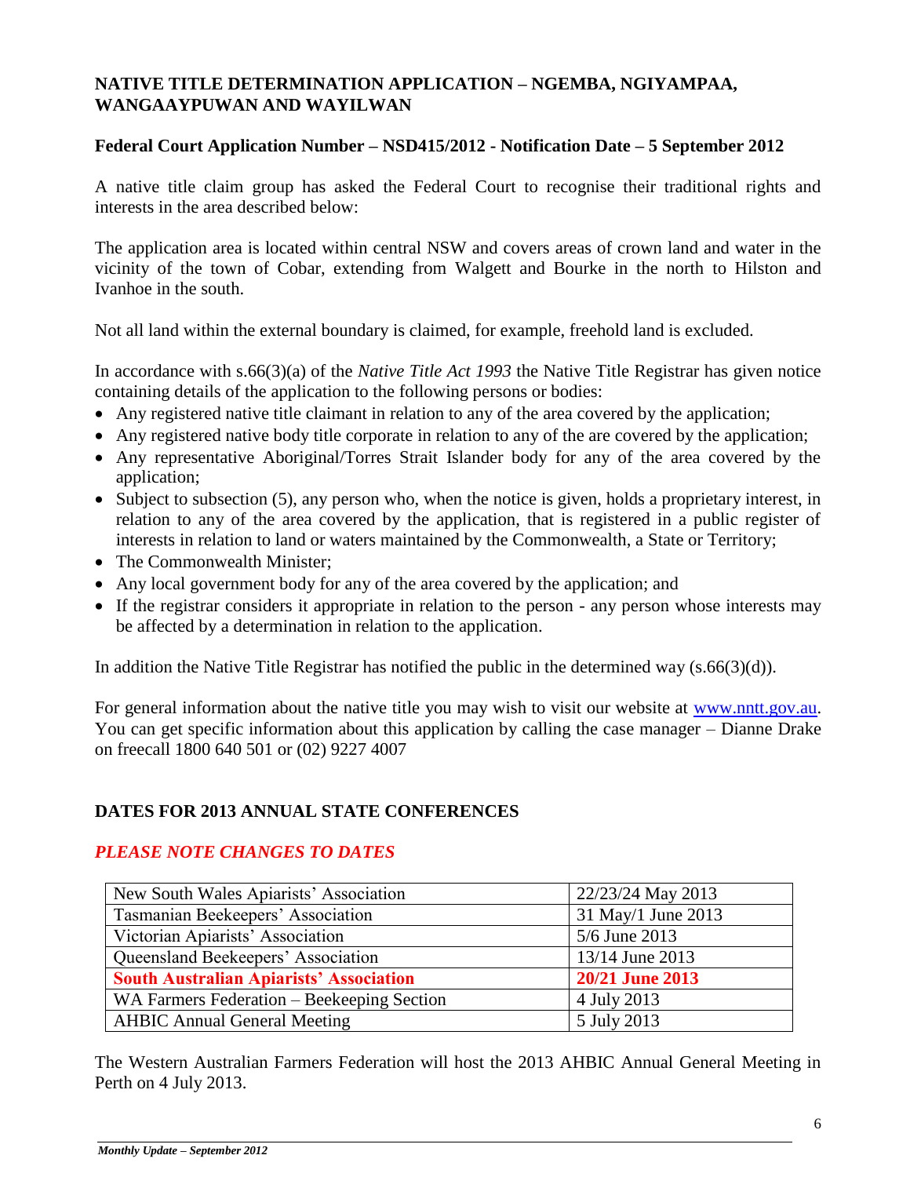## NATIVE TITLE DETERMINATION APPLICATION – NGEMBA, NGIYAMPAA, WANGAAYPUWAN AND WAYILWAN

**Federal Court Application Number – NSD415/2012 - Notification Date – 5 September 2012**

A native title claim group has asked the Federal Court to recognise their traditional rights and interests in the area described below:

The application area is located within central NSW and covers areas of crown land and water in the vicinity of the town of Cobar, extending from Walgett and Bourke in the north to Hilston and Ivanhoe in the south.

Not all land within the external boundary is claimed, for example, freehold land is excluded.

In accordance with s.66(3)(a) of the *Native Title Act 1993* the Native Title Registrar has given notice containing details of the application to the following persons or bodies:

- Any registered native title claimant in relation to any of the area covered by the application;
- Any registered native body title corporate in relation to any of the are covered by the application;
- Any representative Aboriginal/Torres Strait Islander body for any of the area covered by the application;
- Subject to subsection (5), any person who, when the notice is given, holds a proprietary interest, in relation to any of the area covered by the application, that is registered in a public register of interests in relation to land or waters maintained by the Commonwealth, a State or Territory;
- The Commonwealth Minister;
- Any local government body for any of the area covered by the application; and
- If the registrar considers it appropriate in relation to the person - any person whose interests may be affected by a determination in relation to the application.

In addition the Native Title Registrar has notified the public in the determined way (s.66(3)(d)).

For general information about the native title you may wish to visit our website at www.nntt.gov.au. You can get specific information about this application by calling the case manager – Dianne Drake on freecall 1800 640 501 or (02) 9227 4007

## DATES FOR 2013 ANNUAL STATE CONFERENCES

***PLEASE NOTE CHANGES TO DATES***

| | |
|---|---|
| New South Wales Apiarists' Association | 22/23/24 May 2013 |
| Tasmanian Beekeepers' Association | 31 May/1 June 2013 |
| Victorian Apiarists' Association | 5/6 June 2013 |
| Queensland Beekeepers' Association | 13/14 June 2013 |
| **South Australian Apiarists' Association** | **20/21 June 2013** |
| WA Farmers Federation – Beekeeping Section | 4 July 2013 |
| AHBIC Annual General Meeting | 5 July 2013 |

The Western Australian Farmers Federation will host the 2013 AHBIC Annual General Meeting in Perth on 4 July 2013.